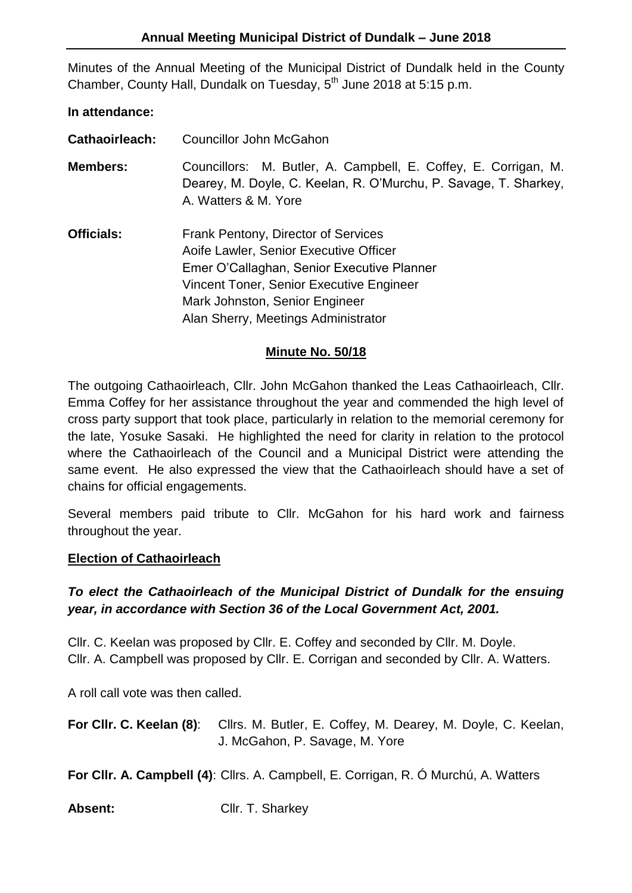## Annual Meeting Municipal District of Dundalk – June 2018

Minutes of the Annual Meeting of the Municipal District of Dundalk held in the County Chamber, County Hall, Dundalk on Tuesday, 5th June 2018 at 5:15 p.m.

**In attendance:**

| | |
|---|---|
| **Cathaoirleach:** | Councillor John McGahon |
| **Members:** | Councillors: M. Butler, A. Campbell, E. Coffey, E. Corrigan, M. Dearey, M. Doyle, C. Keelan, R. O'Murchu, P. Savage, T. Sharkey, A. Watters & M. Yore |
| **Officials:** | Frank Pentony, Director of Services<br>Aoife Lawler, Senior Executive Officer<br>Emer O'Callaghan, Senior Executive Planner<br>Vincent Toner, Senior Executive Engineer<br>Mark Johnston, Senior Engineer<br>Alan Sherry, Meetings Administrator |

### Minute No. 50/18

The outgoing Cathaoirleach, Cllr. John McGahon thanked the Leas Cathaoirleach, Cllr. Emma Coffey for her assistance throughout the year and commended the high level of cross party support that took place, particularly in relation to the memorial ceremony for the late, Yosuke Sasaki. He highlighted the need for clarity in relation to the protocol where the Cathaoirleach of the Council and a Municipal District were attending the same event. He also expressed the view that the Cathaoirleach should have a set of chains for official engagements.

Several members paid tribute to Cllr. McGahon for his hard work and fairness throughout the year.

**Election of Cathaoirleach**

***To elect the Cathaoirleach of the Municipal District of Dundalk for the ensuing year, in accordance with Section 36 of the Local Government Act, 2001.***

Cllr. C. Keelan was proposed by Cllr. E. Coffey and seconded by Cllr. M. Doyle.
Cllr. A. Campbell was proposed by Cllr. E. Corrigan and seconded by Cllr. A. Watters.

A roll call vote was then called.

**For Cllr. C. Keelan (8)**: Cllrs. M. Butler, E. Coffey, M. Dearey, M. Doyle, C. Keelan, J. McGahon, P. Savage, M. Yore

**For Cllr. A. Campbell (4)**: Cllrs. A. Campbell, E. Corrigan, R. Ó Murchú, A. Watters

**Absent:** Cllr. T. Sharkey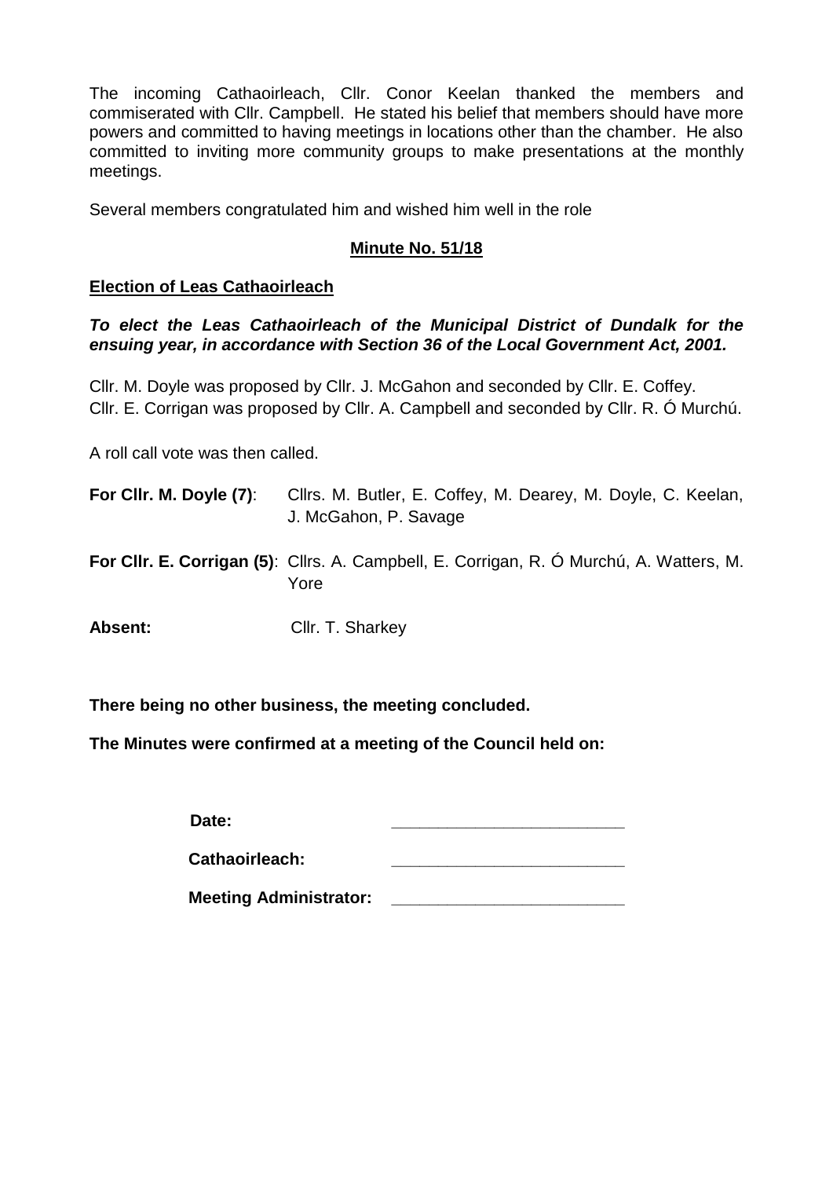The incoming Cathaoirleach, Cllr. Conor Keelan thanked the members and commiserated with Cllr. Campbell. He stated his belief that members should have more powers and committed to having meetings in locations other than the chamber. He also committed to inviting more community groups to make presentations at the monthly meetings.

Several members congratulated him and wished him well in the role

**Minute No. 51/18**

**Election of Leas Cathaoirleach**

***To elect the Leas Cathaoirleach of the Municipal District of Dundalk for the ensuing year, in accordance with Section 36 of the Local Government Act, 2001.***

Cllr. M. Doyle was proposed by Cllr. J. McGahon and seconded by Cllr. E. Coffey.
Cllr. E. Corrigan was proposed by Cllr. A. Campbell and seconded by Cllr. R. Ó Murchú.

A roll call vote was then called.

**For Cllr. M. Doyle (7)**: Cllrs. M. Butler, E. Coffey, M. Dearey, M. Doyle, C. Keelan, J. McGahon, P. Savage

**For Cllr. E. Corrigan (5)**: Cllrs. A. Campbell, E. Corrigan, R. Ó Murchú, A. Watters, M. Yore

**Absent:** Cllr. T. Sharkey

**There being no other business, the meeting concluded.**

**The Minutes were confirmed at a meeting of the Council held on:**

**Date:** _________________________

**Cathaoirleach:** _________________________

**Meeting Administrator:** _________________________